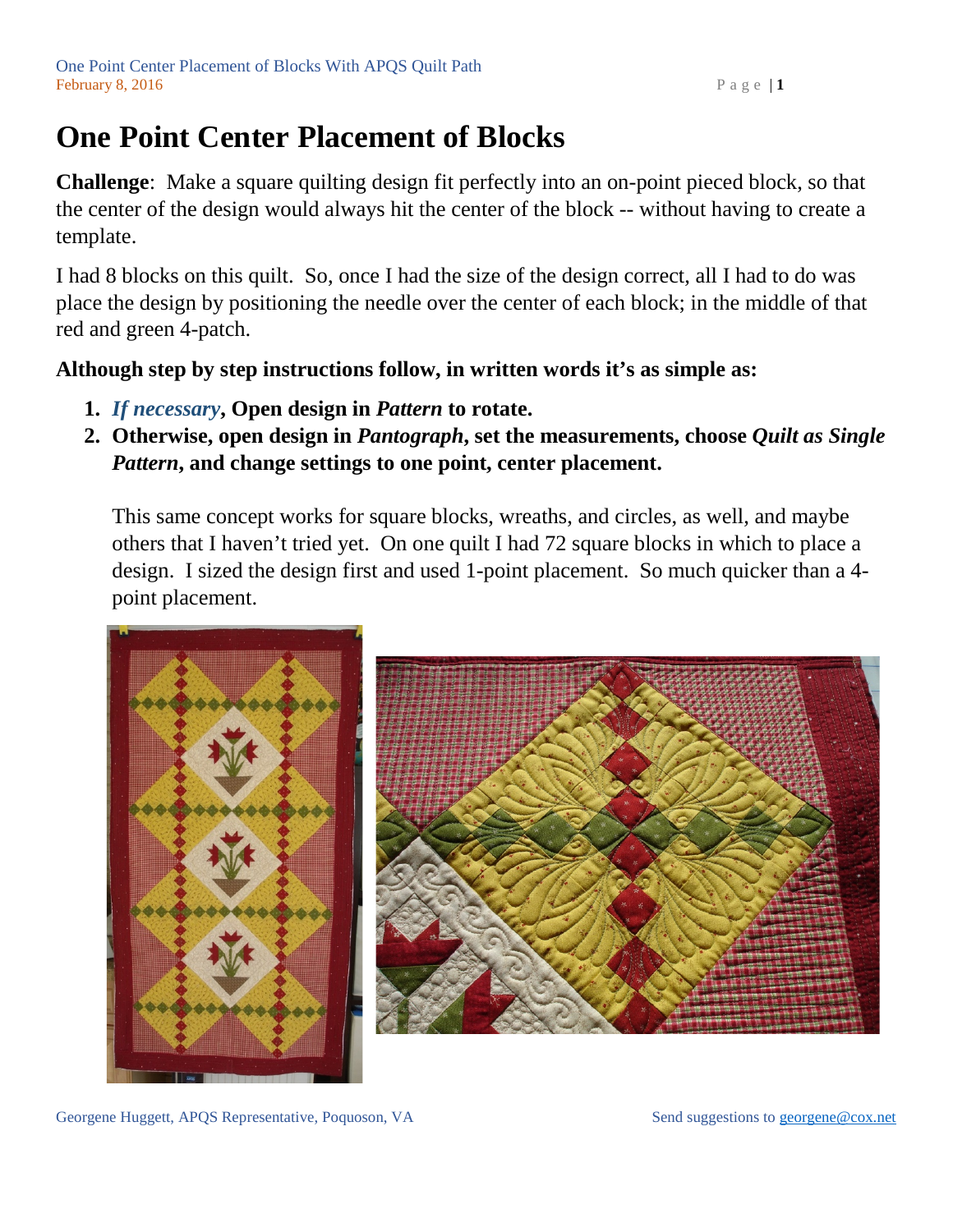# One Point Center Placement of Blocks

**Challenge**: Make a square quilting design fit perfectly into an on-point pieced block, so that the center of the design would always hit the center of the block -- without having to create a template.

I had 8 blocks on this quilt. So, once I had the size of the design correct, all I had to do was place the design by positioning the needle over the center of each block; in the middle of that red and green 4-patch.

**Although step by step instructions follow, in written words it's as simple as:**

1. ***If necessary*, Open design in *Pattern* to rotate.**
2. **Otherwise, open design in *Pantograph*, set the measurements, choose *Quilt as Single Pattern*, and change settings to one point, center placement.**

   This same concept works for square blocks, wreaths, and circles, as well, and maybe others that I haven't tried yet. On one quilt I had 72 square blocks in which to place a design. I sized the design first and used 1-point placement. So much quicker than a 4-point placement.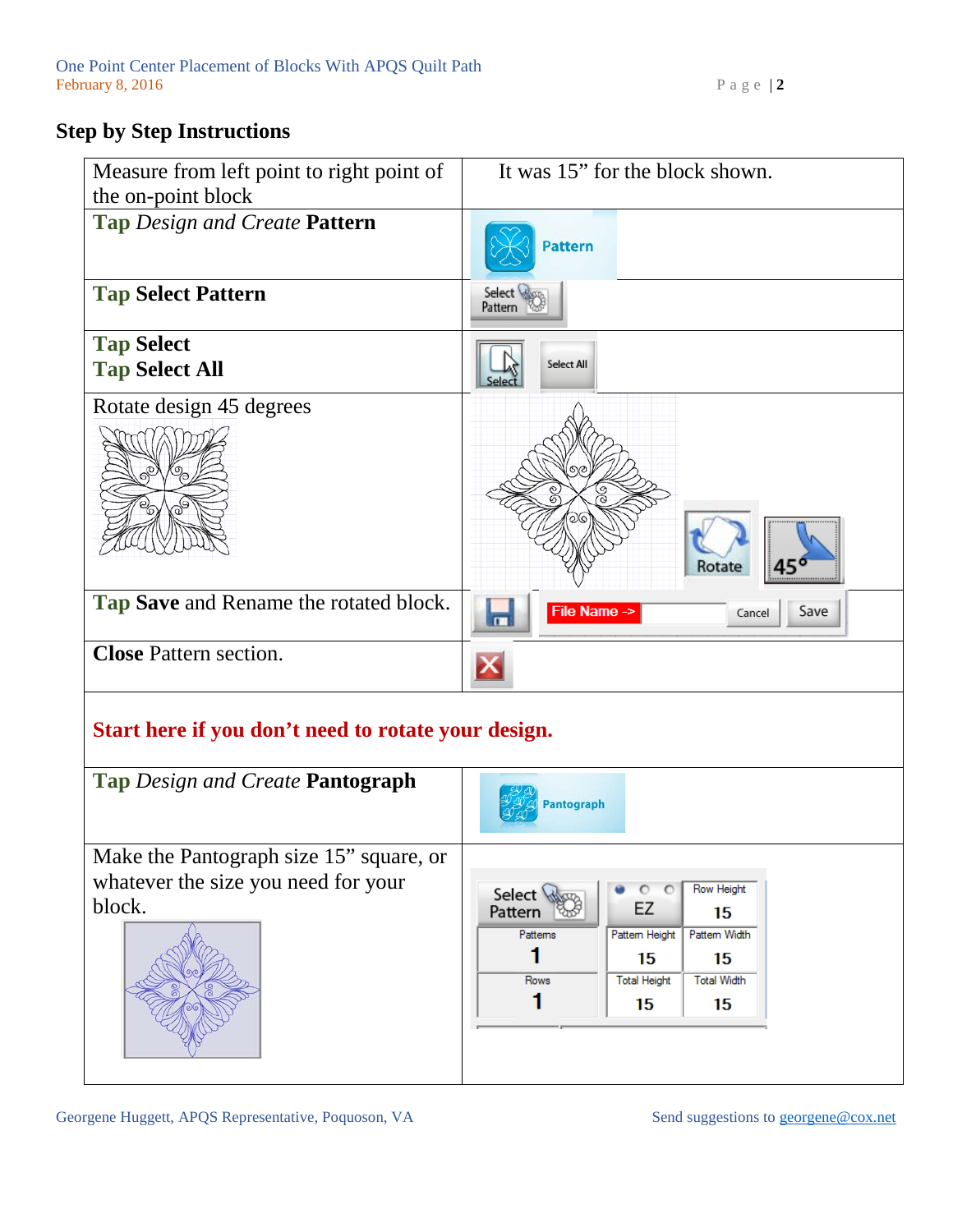## Step by Step Instructions

| | |
|---|---|
| Measure from left point to right point of the on-point block | It was 15" for the block shown. |
| **Tap** *Design and Create* **Pattern** | Pattern |
| **Tap Select Pattern** | Select Pattern |
| **Tap Select**<br>**Tap Select All** | Select / Select All |
| Rotate design 45 degrees | Rotate / 45° |
| **Tap Save** and Rename the rotated block. | File Name -> / Cancel / Save |
| **Close** Pattern section. | |
| **Start here if you don't need to rotate your design.** | |
| **Tap** *Design and Create* **Pantograph** | Pantograph |
| Make the Pantograph size 15" square, or whatever the size you need for your block. | Select Pattern; EZ; Row Height 15; Patterns 1; Pattern Height 15; Pattern Width 15; Rows 1; Total Height 15; Total Width 15 |

Georgene Huggett, APQS Representative, Poquoson, VA

Send suggestions to georgene@cox.net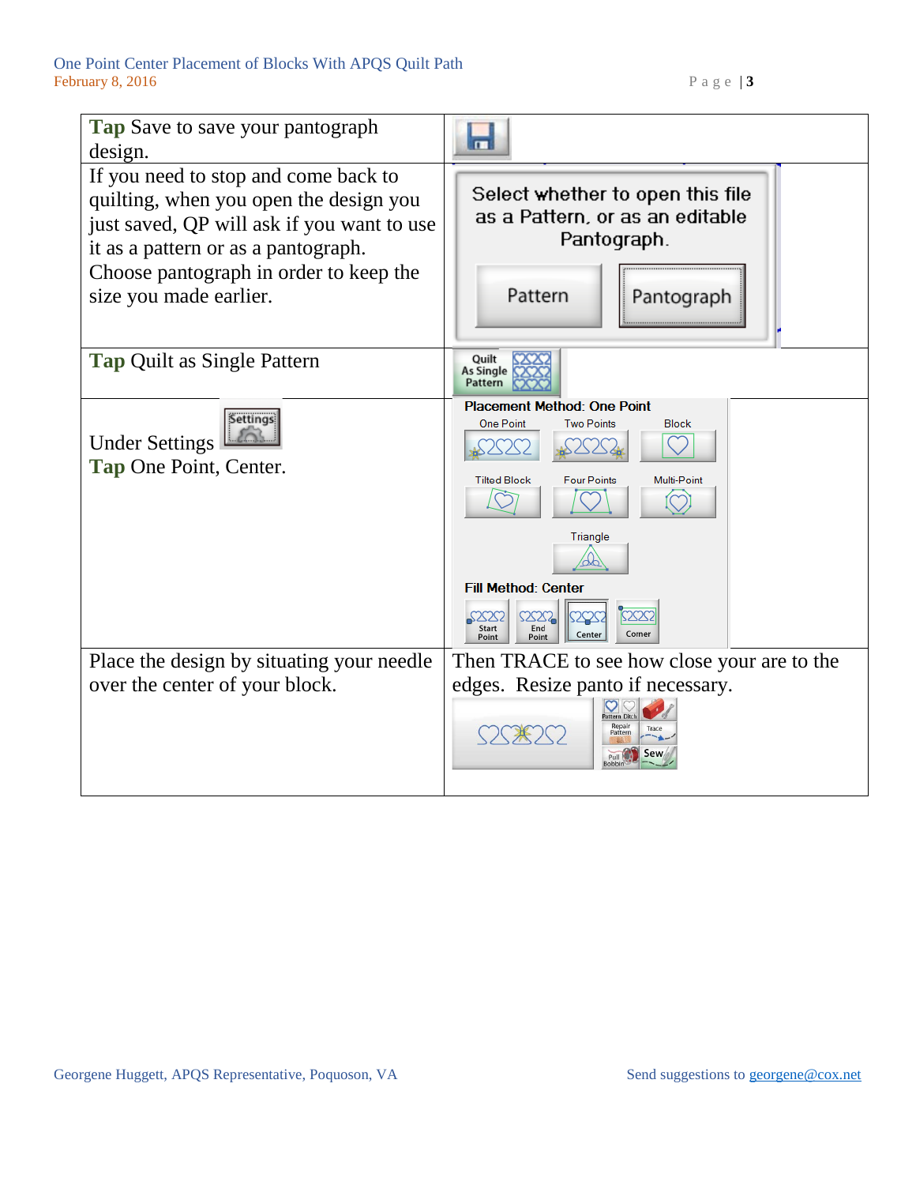| | |
|---|---|
| **Tap** Save to save your pantograph design. | |
| If you need to stop and come back to quilting, when you open the design you just saved, QP will ask if you want to use it as a pattern or as a pantograph. Choose pantograph in order to keep the size you made earlier. | Select whether to open this file as a Pattern, or as an editable Pantograph. Pattern Pantograph |
| **Tap** Quilt as Single Pattern | Quilt As Single Pattern |
| Under Settings **Tap** One Point, Center. | Placement Method: One Point One Point Two Points Block Tilted Block Four Points Multi-Point Triangle Fill Method: Center Start Point End Point Center Corner |
| Place the design by situating your needle over the center of your block. | Then TRACE to see how close your are to the edges. Resize panto if necessary. |